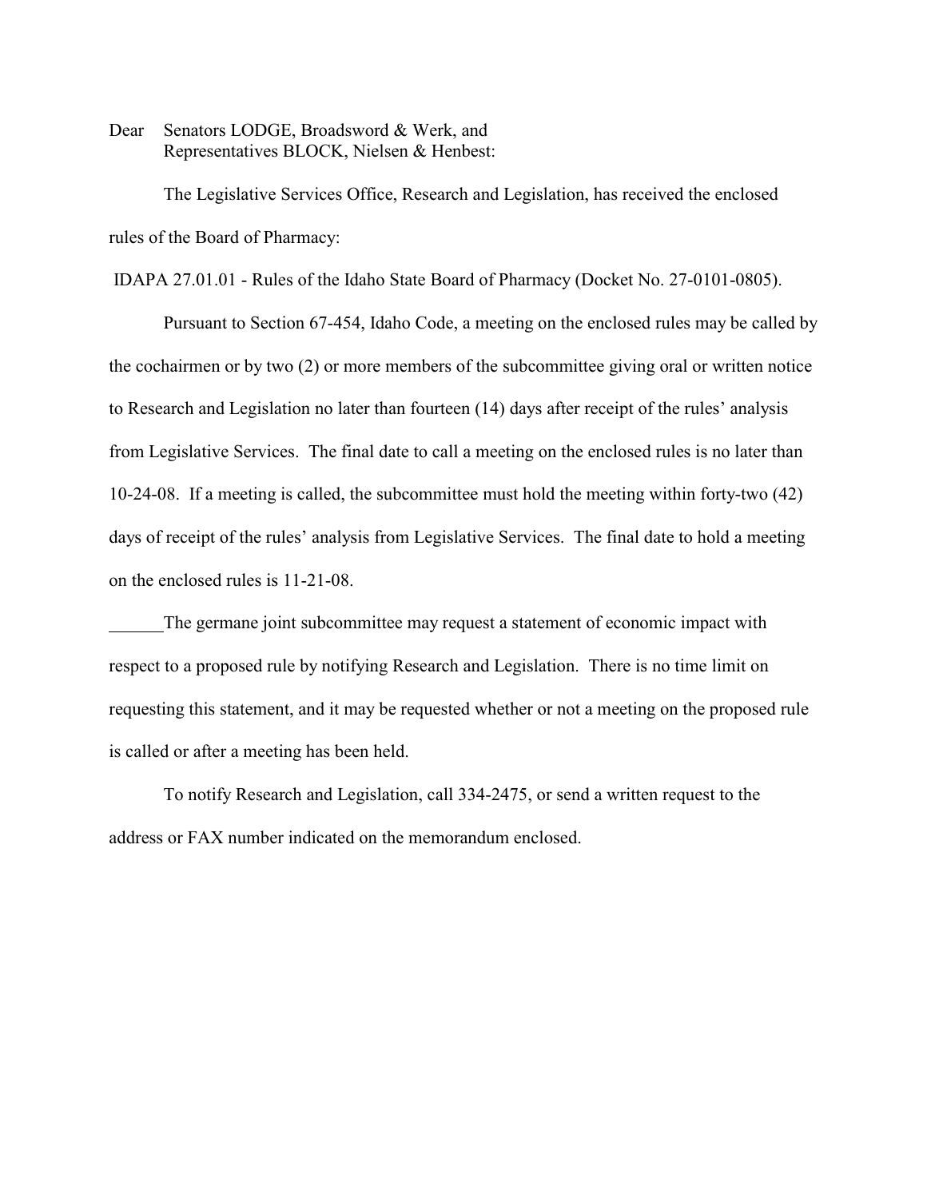Dear Senators LODGE, Broadsword & Werk, and
Representatives BLOCK, Nielsen & Henbest:

The Legislative Services Office, Research and Legislation, has received the enclosed rules of the Board of Pharmacy:

IDAPA 27.01.01 - Rules of the Idaho State Board of Pharmacy (Docket No. 27-0101-0805).

Pursuant to Section 67-454, Idaho Code, a meeting on the enclosed rules may be called by the cochairmen or by two (2) or more members of the subcommittee giving oral or written notice to Research and Legislation no later than fourteen (14) days after receipt of the rules' analysis from Legislative Services. The final date to call a meeting on the enclosed rules is no later than 10-24-08. If a meeting is called, the subcommittee must hold the meeting within forty-two (42) days of receipt of the rules' analysis from Legislative Services. The final date to hold a meeting on the enclosed rules is 11-21-08.

______The germane joint subcommittee may request a statement of economic impact with respect to a proposed rule by notifying Research and Legislation. There is no time limit on requesting this statement, and it may be requested whether or not a meeting on the proposed rule is called or after a meeting has been held.

To notify Research and Legislation, call 334-2475, or send a written request to the address or FAX number indicated on the memorandum enclosed.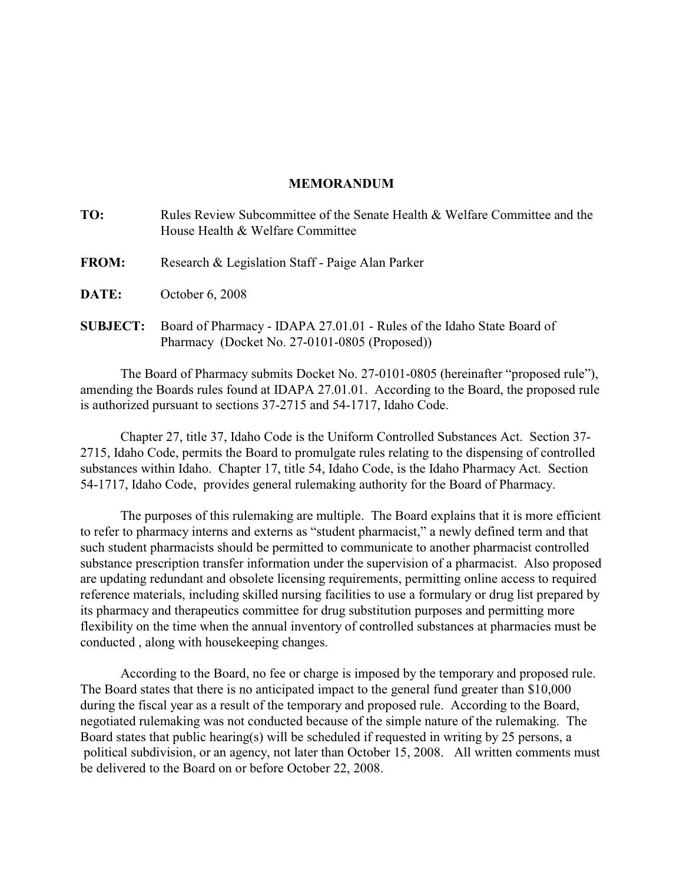**MEMORANDUM**

**TO:** Rules Review Subcommittee of the Senate Health & Welfare Committee and the House Health & Welfare Committee

**FROM:** Research & Legislation Staff - Paige Alan Parker

**DATE:** October 6, 2008

**SUBJECT:** Board of Pharmacy - IDAPA 27.01.01 - Rules of the Idaho State Board of Pharmacy (Docket No. 27-0101-0805 (Proposed))

The Board of Pharmacy submits Docket No. 27-0101-0805 (hereinafter "proposed rule"), amending the Boards rules found at IDAPA 27.01.01. According to the Board, the proposed rule is authorized pursuant to sections 37-2715 and 54-1717, Idaho Code.

Chapter 27, title 37, Idaho Code is the Uniform Controlled Substances Act. Section 37-2715, Idaho Code, permits the Board to promulgate rules relating to the dispensing of controlled substances within Idaho. Chapter 17, title 54, Idaho Code, is the Idaho Pharmacy Act. Section 54-1717, Idaho Code, provides general rulemaking authority for the Board of Pharmacy.

The purposes of this rulemaking are multiple. The Board explains that it is more efficient to refer to pharmacy interns and externs as "student pharmacist," a newly defined term and that such student pharmacists should be permitted to communicate to another pharmacist controlled substance prescription transfer information under the supervision of a pharmacist. Also proposed are updating redundant and obsolete licensing requirements, permitting online access to required reference materials, including skilled nursing facilities to use a formulary or drug list prepared by its pharmacy and therapeutics committee for drug substitution purposes and permitting more flexibility on the time when the annual inventory of controlled substances at pharmacies must be conducted , along with housekeeping changes.

According to the Board, no fee or charge is imposed by the temporary and proposed rule. The Board states that there is no anticipated impact to the general fund greater than $10,000 during the fiscal year as a result of the temporary and proposed rule. According to the Board, negotiated rulemaking was not conducted because of the simple nature of the rulemaking. The Board states that public hearing(s) will be scheduled if requested in writing by 25 persons, a political subdivision, or an agency, not later than October 15, 2008. All written comments must be delivered to the Board on or before October 22, 2008.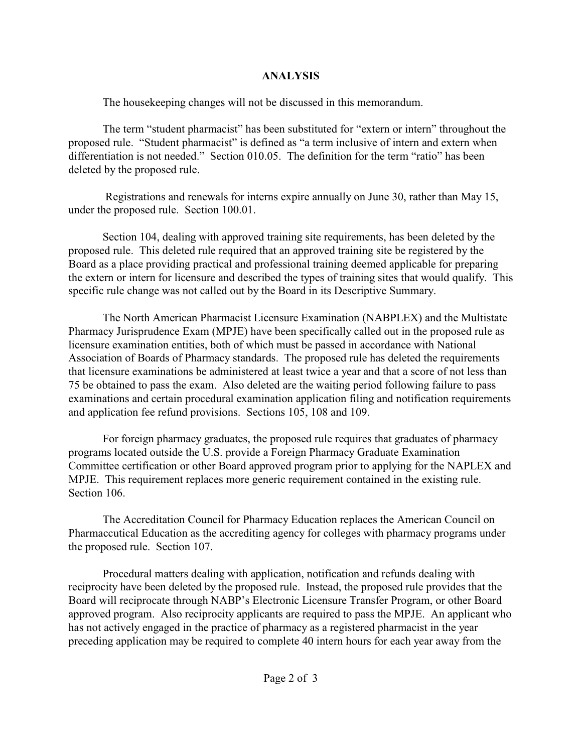**ANALYSIS**

The housekeeping changes will not be discussed in this memorandum.

The term "student pharmacist" has been substituted for "extern or intern" throughout the proposed rule. "Student pharmacist" is defined as "a term inclusive of intern and extern when differentiation is not needed." Section 010.05. The definition for the term "ratio" has been deleted by the proposed rule.

Registrations and renewals for interns expire annually on June 30, rather than May 15, under the proposed rule. Section 100.01.

Section 104, dealing with approved training site requirements, has been deleted by the proposed rule. This deleted rule required that an approved training site be registered by the Board as a place providing practical and professional training deemed applicable for preparing the extern or intern for licensure and described the types of training sites that would qualify. This specific rule change was not called out by the Board in its Descriptive Summary.

The North American Pharmacist Licensure Examination (NABPLEX) and the Multistate Pharmacy Jurisprudence Exam (MPJE) have been specifically called out in the proposed rule as licensure examination entities, both of which must be passed in accordance with National Association of Boards of Pharmacy standards. The proposed rule has deleted the requirements that licensure examinations be administered at least twice a year and that a score of not less than 75 be obtained to pass the exam. Also deleted are the waiting period following failure to pass examinations and certain procedural examination application filing and notification requirements and application fee refund provisions. Sections 105, 108 and 109.

For foreign pharmacy graduates, the proposed rule requires that graduates of pharmacy programs located outside the U.S. provide a Foreign Pharmacy Graduate Examination Committee certification or other Board approved program prior to applying for the NAPLEX and MPJE. This requirement replaces more generic requirement contained in the existing rule. Section 106.

The Accreditation Council for Pharmacy Education replaces the American Council on Pharmaccutical Education as the accrediting agency for colleges with pharmacy programs under the proposed rule. Section 107.

Procedural matters dealing with application, notification and refunds dealing with reciprocity have been deleted by the proposed rule. Instead, the proposed rule provides that the Board will reciprocate through NABP's Electronic Licensure Transfer Program, or other Board approved program. Also reciprocity applicants are required to pass the MPJE. An applicant who has not actively engaged in the practice of pharmacy as a registered pharmacist in the year preceding application may be required to complete 40 intern hours for each year away from the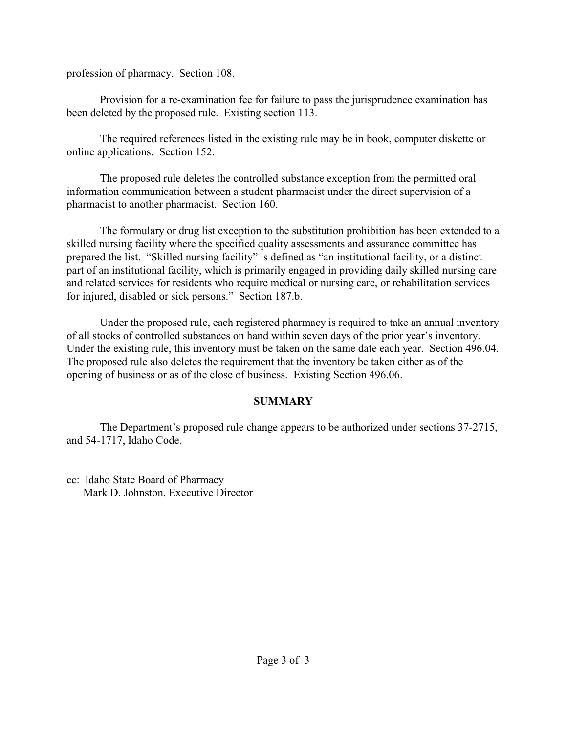profession of pharmacy. Section 108.

Provision for a re-examination fee for failure to pass the jurisprudence examination has been deleted by the proposed rule. Existing section 113.

The required references listed in the existing rule may be in book, computer diskette or online applications. Section 152.

The proposed rule deletes the controlled substance exception from the permitted oral information communication between a student pharmacist under the direct supervision of a pharmacist to another pharmacist. Section 160.

The formulary or drug list exception to the substitution prohibition has been extended to a skilled nursing facility where the specified quality assessments and assurance committee has prepared the list. "Skilled nursing facility" is defined as "an institutional facility, or a distinct part of an institutional facility, which is primarily engaged in providing daily skilled nursing care and related services for residents who require medical or nursing care, or rehabilitation services for injured, disabled or sick persons." Section 187.b.

Under the proposed rule, each registered pharmacy is required to take an annual inventory of all stocks of controlled substances on hand within seven days of the prior year's inventory. Under the existing rule, this inventory must be taken on the same date each year. Section 496.04. The proposed rule also deletes the requirement that the inventory be taken either as of the opening of business or as of the close of business. Existing Section 496.06.

## SUMMARY

The Department's proposed rule change appears to be authorized under sections 37-2715, and 54-1717, Idaho Code.

cc: Idaho State Board of Pharmacy
Mark D. Johnston, Executive Director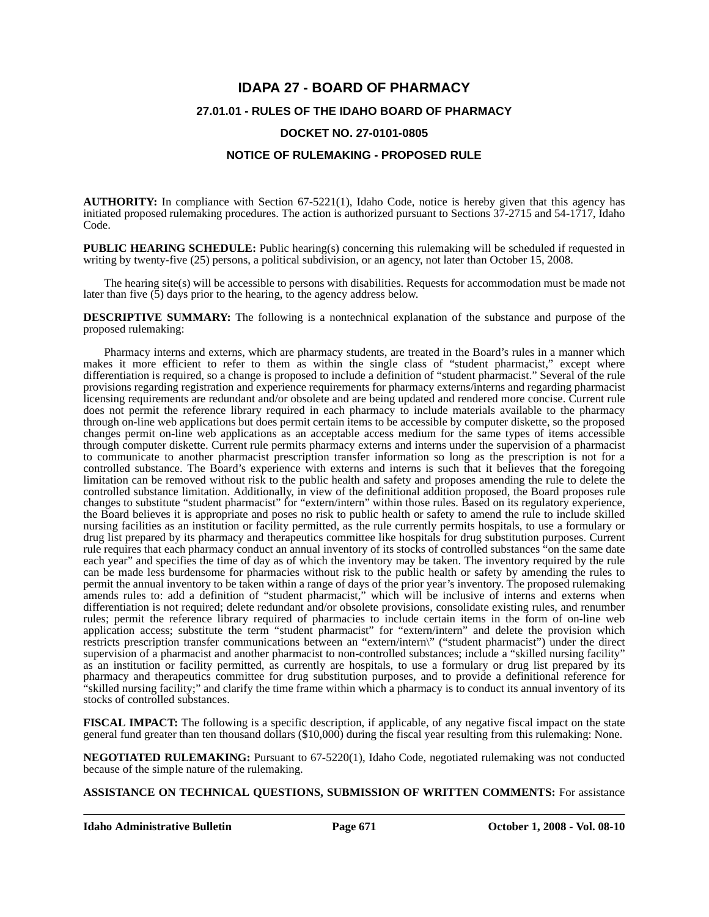# IDAPA 27 - BOARD OF PHARMACY

## 27.01.01 - RULES OF THE IDAHO BOARD OF PHARMACY

## DOCKET NO. 27-0101-0805

## NOTICE OF RULEMAKING - PROPOSED RULE

**AUTHORITY:** In compliance with Section 67-5221(1), Idaho Code, notice is hereby given that this agency has initiated proposed rulemaking procedures. The action is authorized pursuant to Sections 37-2715 and 54-1717, Idaho Code.

**PUBLIC HEARING SCHEDULE:** Public hearing(s) concerning this rulemaking will be scheduled if requested in writing by twenty-five (25) persons, a political subdivision, or an agency, not later than October 15, 2008.

The hearing site(s) will be accessible to persons with disabilities. Requests for accommodation must be made not later than five (5) days prior to the hearing, to the agency address below.

**DESCRIPTIVE SUMMARY:** The following is a nontechnical explanation of the substance and purpose of the proposed rulemaking:

Pharmacy interns and externs, which are pharmacy students, are treated in the Board's rules in a manner which makes it more efficient to refer to them as within the single class of "student pharmacist," except where differentiation is required, so a change is proposed to include a definition of "student pharmacist." Several of the rule provisions regarding registration and experience requirements for pharmacy externs/interns and regarding pharmacist licensing requirements are redundant and/or obsolete and are being updated and rendered more concise. Current rule does not permit the reference library required in each pharmacy to include materials available to the pharmacy through on-line web applications but does permit certain items to be accessible by computer diskette, so the proposed changes permit on-line web applications as an acceptable access medium for the same types of items accessible through computer diskette. Current rule permits pharmacy externs and interns under the supervision of a pharmacist to communicate to another pharmacist prescription transfer information so long as the prescription is not for a controlled substance. The Board's experience with externs and interns is such that it believes that the foregoing limitation can be removed without risk to the public health and safety and proposes amending the rule to delete the controlled substance limitation. Additionally, in view of the definitional addition proposed, the Board proposes rule changes to substitute "student pharmacist" for "extern/intern" within those rules. Based on its regulatory experience, the Board believes it is appropriate and poses no risk to public health or safety to amend the rule to include skilled nursing facilities as an institution or facility permitted, as the rule currently permits hospitals, to use a formulary or drug list prepared by its pharmacy and therapeutics committee like hospitals for drug substitution purposes. Current rule requires that each pharmacy conduct an annual inventory of its stocks of controlled substances "on the same date each year" and specifies the time of day as of which the inventory may be taken. The inventory required by the rule can be made less burdensome for pharmacies without risk to the public health or safety by amending the rules to permit the annual inventory to be taken within a range of days of the prior year's inventory. The proposed rulemaking amends rules to: add a definition of "student pharmacist," which will be inclusive of interns and externs when differentiation is not required; delete redundant and/or obsolete provisions, consolidate existing rules, and renumber rules; permit the reference library required of pharmacies to include certain items in the form of on-line web application access; substitute the term "student pharmacist" for "extern/intern" and delete the provision which restricts prescription transfer communications between an "extern/intern\" ("student pharmacist") under the direct supervision of a pharmacist and another pharmacist to non-controlled substances; include a "skilled nursing facility" as an institution or facility permitted, as currently are hospitals, to use a formulary or drug list prepared by its pharmacy and therapeutics committee for drug substitution purposes, and to provide a definitional reference for "skilled nursing facility;" and clarify the time frame within which a pharmacy is to conduct its annual inventory of its stocks of controlled substances.

**FISCAL IMPACT:** The following is a specific description, if applicable, of any negative fiscal impact on the state general fund greater than ten thousand dollars ($10,000) during the fiscal year resulting from this rulemaking: None.

**NEGOTIATED RULEMAKING:** Pursuant to 67-5220(1), Idaho Code, negotiated rulemaking was not conducted because of the simple nature of the rulemaking.

**ASSISTANCE ON TECHNICAL QUESTIONS, SUBMISSION OF WRITTEN COMMENTS:** For assistance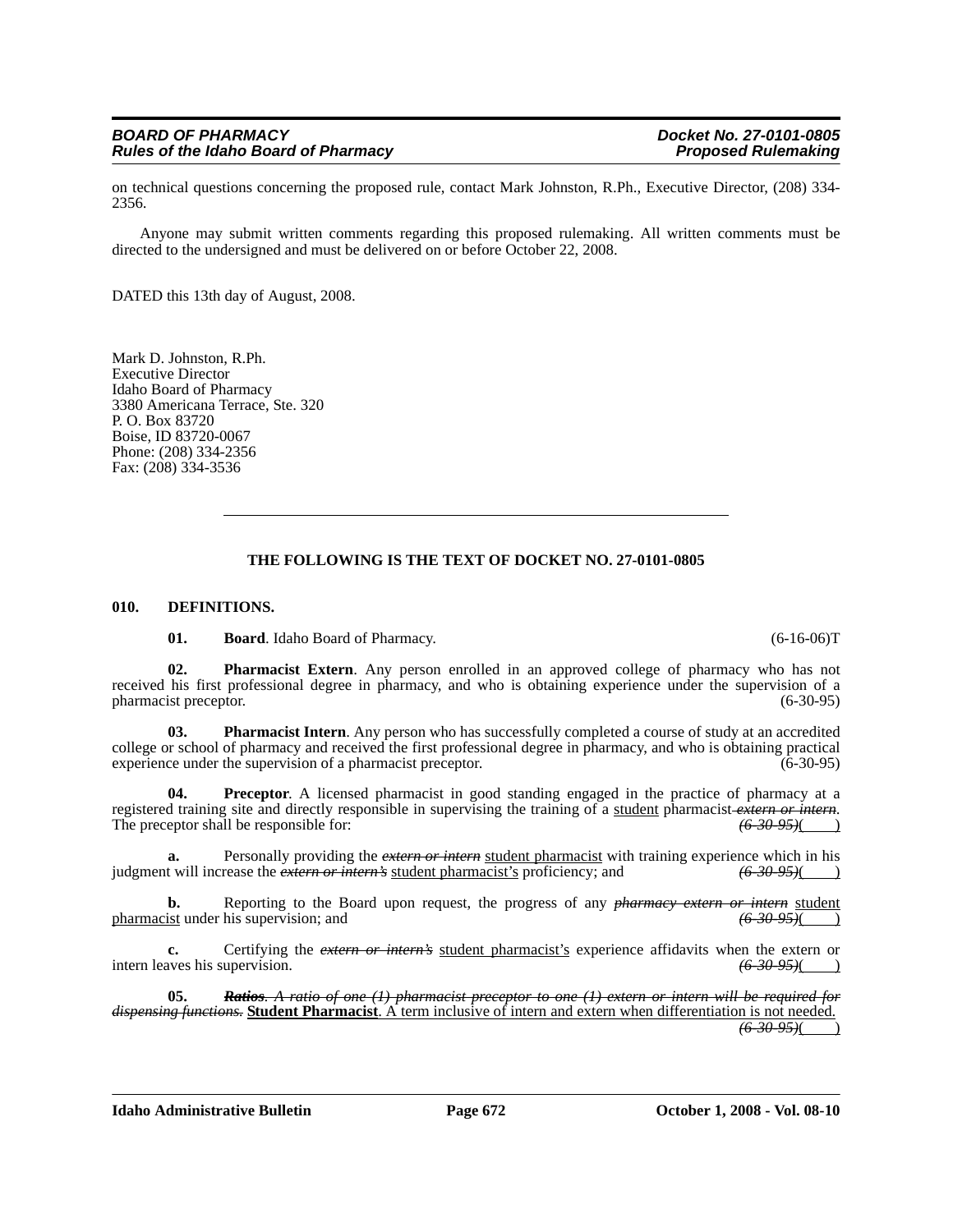on technical questions concerning the proposed rule, contact Mark Johnston, R.Ph., Executive Director, (208) 334-2356.

Anyone may submit written comments regarding this proposed rulemaking. All written comments must be directed to the undersigned and must be delivered on or before October 22, 2008.

DATED this 13th day of August, 2008.

Mark D. Johnston, R.Ph.
Executive Director
Idaho Board of Pharmacy
3380 Americana Terrace, Ste. 320
P. O. Box 83720
Boise, ID 83720-0067
Phone: (208) 334-2356
Fax: (208) 334-3536

---

**THE FOLLOWING IS THE TEXT OF DOCKET NO. 27-0101-0805**

**010. DEFINITIONS.**

**01. Board**. Idaho Board of Pharmacy. (6-16-06)T

**02. Pharmacist Extern**. Any person enrolled in an approved college of pharmacy who has not received his first professional degree in pharmacy, and who is obtaining experience under the supervision of a pharmacist preceptor. (6-30-95)

**03. Pharmacist Intern**. Any person who has successfully completed a course of study at an accredited college or school of pharmacy and received the first professional degree in pharmacy, and who is obtaining practical experience under the supervision of a pharmacist preceptor. (6-30-95)

**04. Preceptor**. A licensed pharmacist in good standing engaged in the practice of pharmacy at a registered training site and directly responsible in supervising the training of a <u>student</u> pharmacist ~~*extern or intern*~~. The preceptor shall be responsible for: ~~*(6-30-95)*~~( )

**a.** Personally providing the ~~*extern or intern*~~ <u>student pharmacist</u> with training experience which in his judgment will increase the ~~*extern or intern's*~~ <u>student pharmacist's</u> proficiency; and ~~*(6-30-95)*~~( )

**b.** Reporting to the Board upon request, the progress of any ~~*pharmacy extern or intern*~~ <u>student pharmacist</u> under his supervision; and ~~*(6-30-95)*~~( )

**c.** Certifying the ~~*extern or intern's*~~ <u>student pharmacist's</u> experience affidavits when the extern or intern leaves his supervision. ~~*(6-30-95)*~~( )

**05.** ~~***Ratios***~~~~*. A ratio of one (1) pharmacist preceptor to one (1) extern or intern will be required for dispensing functions.*~~ <u>**Student Pharmacist**. A term inclusive of intern and extern when differentiation is not needed.</u> ~~*(6-30-95)*~~( )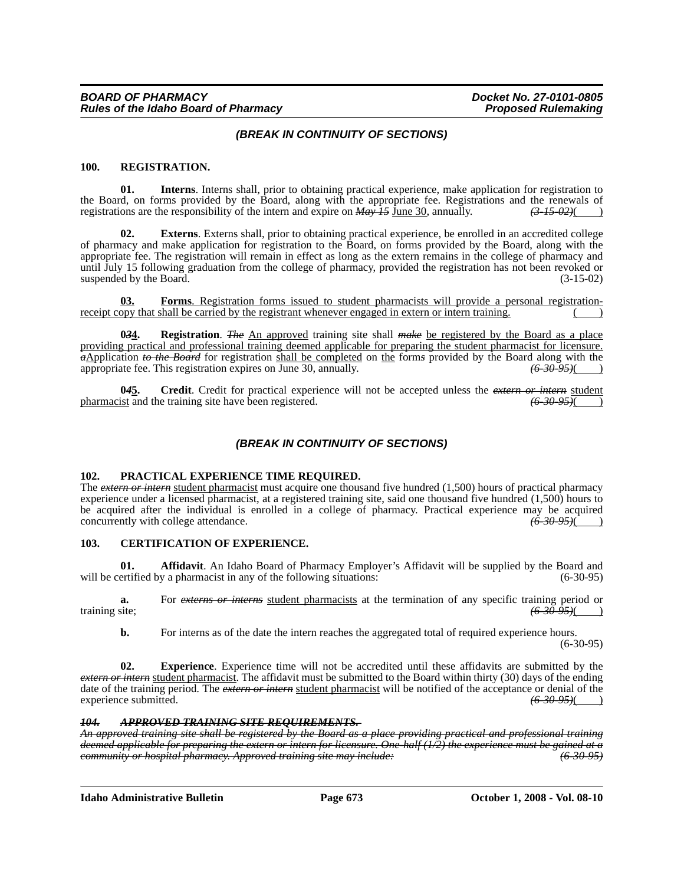*(BREAK IN CONTINUITY OF SECTIONS)*

**100. REGISTRATION.**

**01. Interns**. Interns shall, prior to obtaining practical experience, make application for registration to the Board, on forms provided by the Board, along with the appropriate fee. Registrations and the renewals of registrations are the responsibility of the intern and expire on ~~*May 15*~~ June 30, annually. ~~*(3-15-02)*~~( )

**02. Externs**. Externs shall, prior to obtaining practical experience, be enrolled in an accredited college of pharmacy and make application for registration to the Board, on forms provided by the Board, along with the appropriate fee. The registration will remain in effect as long as the extern remains in the college of pharmacy and until July 15 following graduation from the college of pharmacy, provided the registration has not been revoked or suspended by the Board. (3-15-02)

**03. Forms**. Registration forms issued to student pharmacists will provide a personal registration-receipt copy that shall be carried by the registrant whenever engaged in extern or intern training. ( )

**0~~*3*~~4. Registration**. ~~*The*~~ An approved training site shall ~~*make*~~ be registered by the Board as a place providing practical and professional training deemed applicable for preparing the student pharmacist for licensure. ~~*a*~~Application ~~*to the Board*~~ for registration shall be completed on the form~~*s*~~ provided by the Board along with the appropriate fee. This registration expires on June 30, annually. ~~*(6-30-95)*~~( )

**0~~*4*~~5. Credit**. Credit for practical experience will not be accepted unless the ~~*extern or intern*~~ student pharmacist and the training site have been registered. ~~*(6-30-95)*~~( )

*(BREAK IN CONTINUITY OF SECTIONS)*

**102. PRACTICAL EXPERIENCE TIME REQUIRED.**

The ~~*extern or intern*~~ student pharmacist must acquire one thousand five hundred (1,500) hours of practical pharmacy experience under a licensed pharmacist, at a registered training site, said one thousand five hundred (1,500) hours to be acquired after the individual is enrolled in a college of pharmacy. Practical experience may be acquired concurrently with college attendance. ~~*(6-30-95)*~~( )

**103. CERTIFICATION OF EXPERIENCE.**

**01. Affidavit**. An Idaho Board of Pharmacy Employer's Affidavit will be supplied by the Board and will be certified by a pharmacist in any of the following situations: (6-30-95)

**a.** For ~~*externs or interns*~~ student pharmacists at the termination of any specific training period or training site; ~~*(6-30-95)*~~( )

**b.** For interns as of the date the intern reaches the aggregated total of required experience hours. (6-30-95)

**02. Experience**. Experience time will not be accredited until these affidavits are submitted by the ~~*extern or intern*~~ student pharmacist. The affidavit must be submitted to the Board within thirty (30) days of the ending date of the training period. The ~~*extern or intern*~~ student pharmacist will be notified of the acceptance or denial of the experience submitted. ~~*(6-30-95)*~~( )

~~***104. APPROVED TRAINING SITE REQUIREMENTS.***~~

~~*An approved training site shall be registered by the Board as a place providing practical and professional training deemed applicable for preparing the extern or intern for licensure. One-half (1/2) the experience must be gained at a community or hospital pharmacy. Approved training site may include: (6-30-95)*~~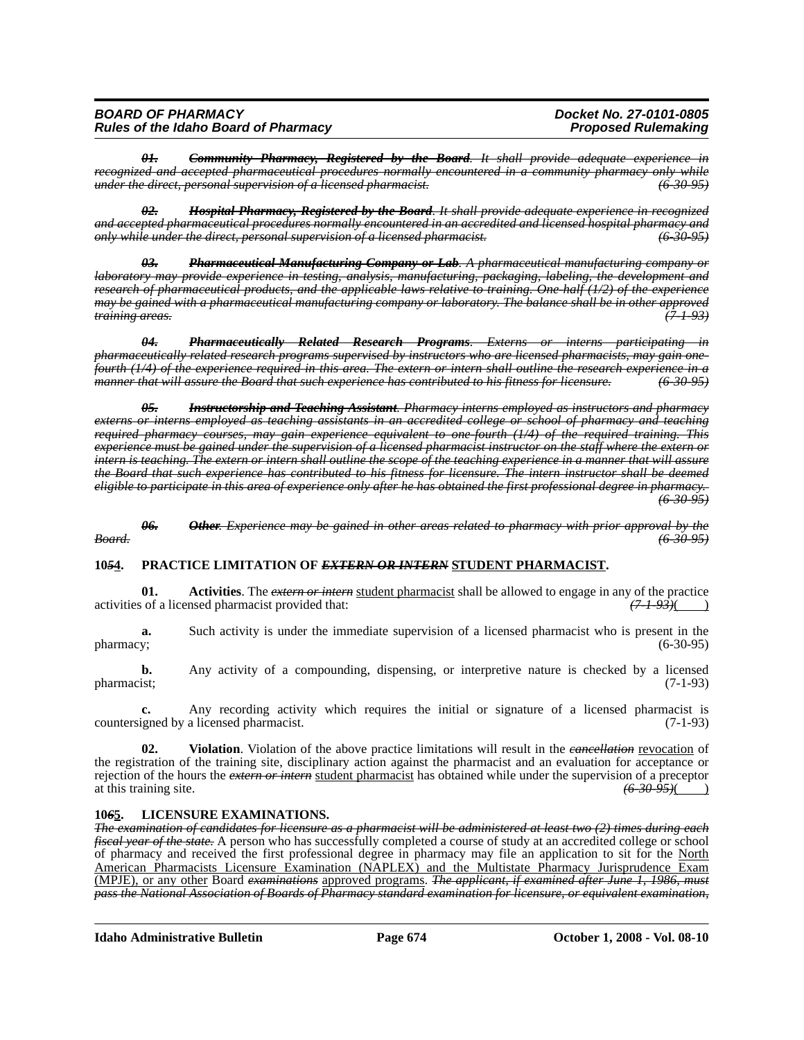~~*01. Community Pharmacy, Registered by the Board. It shall provide adequate experience in recognized and accepted pharmaceutical procedures normally encountered in a community pharmacy only while under the direct, personal supervision of a licensed pharmacist. (6-30-95)*~~

~~*02. Hospital Pharmacy, Registered by the Board. It shall provide adequate experience in recognized and accepted pharmaceutical procedures normally encountered in an accredited and licensed hospital pharmacy and only while under the direct, personal supervision of a licensed pharmacist. (6-30-95)*~~

~~*03. Pharmaceutical Manufacturing Company or Lab. A pharmaceutical manufacturing company or laboratory may provide experience in testing, analysis, manufacturing, packaging, labeling, the development and research of pharmaceutical products, and the applicable laws relative to training. One-half (1/2) of the experience may be gained with a pharmaceutical manufacturing company or laboratory. The balance shall be in other approved training areas. (7-1-93)*~~

~~*04. Pharmaceutically Related Research Programs. Externs or interns participating in pharmaceutically related research programs supervised by instructors who are licensed pharmacists, may gain one-fourth (1/4) of the experience required in this area. The extern or intern shall outline the research experience in a manner that will assure the Board that such experience has contributed to his fitness for licensure. (6-30-95)*~~

~~*05. Instructorship and Teaching Assistant. Pharmacy interns employed as instructors and pharmacy externs or interns employed as teaching assistants in an accredited college or school of pharmacy and teaching required pharmacy courses, may gain experience equivalent to one-fourth (1/4) of the required training. This experience must be gained under the supervision of a licensed pharmacist instructor on the staff where the extern or intern is teaching. The extern or intern shall outline the scope of the teaching experience in a manner that will assure the Board that such experience has contributed to his fitness for licensure. The intern instructor shall be deemed eligible to participate in this area of experience only after he has obtained the first professional degree in pharmacy. (6-30-95)*~~

~~*06. Other. Experience may be gained in other areas related to pharmacy with prior approval by the Board. (6-30-95)*~~

**10~~*5*~~4. PRACTICE LIMITATION OF ~~*EXTERN OR INTERN*~~ STUDENT PHARMACIST.**

**01. Activities**. The ~~*extern or intern*~~ student pharmacist shall be allowed to engage in any of the practice activities of a licensed pharmacist provided that: ~~*(7-1-93)*~~( )

**a.** Such activity is under the immediate supervision of a licensed pharmacist who is present in the pharmacy; (6-30-95)

**b.** Any activity of a compounding, dispensing, or interpretive nature is checked by a licensed pharmacist; (7-1-93)

**c.** Any recording activity which requires the initial or signature of a licensed pharmacist is countersigned by a licensed pharmacist. (7-1-93)

**02. Violation**. Violation of the above practice limitations will result in the ~~*cancellation*~~ revocation of the registration of the training site, disciplinary action against the pharmacist and an evaluation for acceptance or rejection of the hours the ~~*extern or intern*~~ student pharmacist has obtained while under the supervision of a preceptor at this training site. ~~*(6-30-95)*~~( )

**10~~*6*~~5. LICENSURE EXAMINATIONS.**

~~***The examination of candidates for licensure as a pharmacist will be administered at least two (2) times during each fiscal year of the state.***~~ A person who has successfully completed a course of study at an accredited college or school of pharmacy and received the first professional degree in pharmacy may file an application to sit for the North American Pharmacists Licensure Examination (NAPLEX) and the Multistate Pharmacy Jurisprudence Exam (MPJE), or any other Board ~~*examinations*~~ approved programs. ~~***The applicant, if examined after June 1, 1986, must pass the National Association of Boards of Pharmacy standard examination for licensure, or equivalent examination,***~~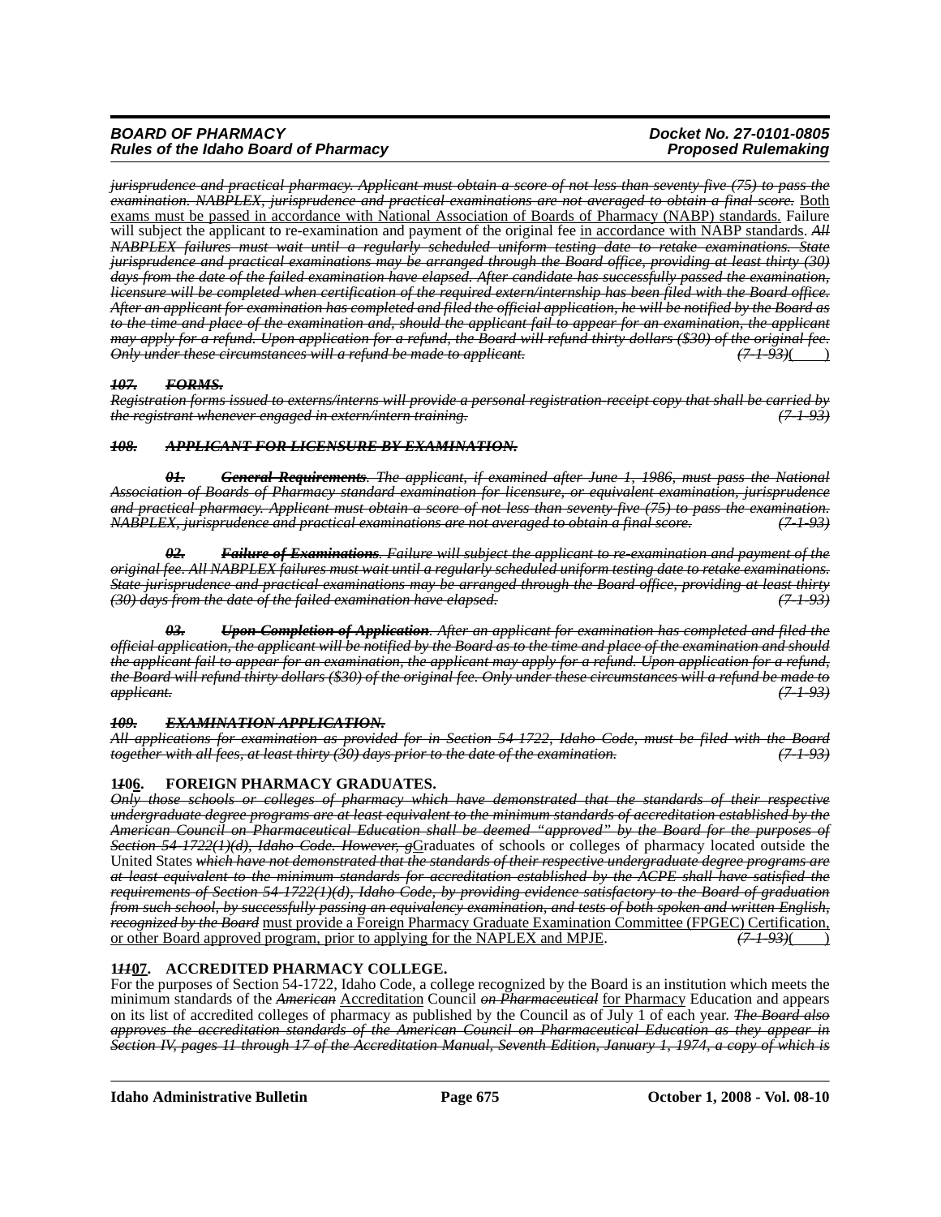*jurisprudence and practical pharmacy. Applicant must obtain a score of not less than seventy-five (75) to pass the examination. NABPLEX, jurisprudence and practical examinations are not averaged to obtain a final score.* Both exams must be passed in accordance with National Association of Boards of Pharmacy (NABP) standards. Failure will subject the applicant to re-examination and payment of the original fee in accordance with NABP standards. *All NABPLEX failures must wait until a regularly scheduled uniform testing date to retake examinations. State jurisprudence and practical examinations may be arranged through the Board office, providing at least thirty (30) days from the date of the failed examination have elapsed. After candidate has successfully passed the examination, licensure will be completed when certification of the required extern/internship has been filed with the Board office. After an applicant for examination has completed and filed the official application, he will be notified by the Board as to the time and place of the examination and, should the applicant fail to appear for an examination, the applicant may apply for a refund. Upon application for a refund, the Board will refund thirty dollars ($30) of the original fee. Only under these circumstances will a refund be made to applicant.* *(7-1-93)*( )

***107. FORMS.***

*Registration forms issued to externs/interns will provide a personal registration-receipt copy that shall be carried by the registrant whenever engaged in extern/intern training.* *(7-1-93)*

***108. APPLICANT FOR LICENSURE BY EXAMINATION.***

***01. General Requirements****. The applicant, if examined after June 1, 1986, must pass the National Association of Boards of Pharmacy standard examination for licensure, or equivalent examination, jurisprudence and practical pharmacy. Applicant must obtain a score of not less than seventy-five (75) to pass the examination. NABPLEX, jurisprudence and practical examinations are not averaged to obtain a final score.* *(7-1-93)*

***02. Failure of Examinations****. Failure will subject the applicant to re-examination and payment of the original fee. All NABPLEX failures must wait until a regularly scheduled uniform testing date to retake examinations. State jurisprudence and practical examinations may be arranged through the Board office, providing at least thirty (30) days from the date of the failed examination have elapsed.* *(7-1-93)*

***03. Upon Completion of Application****. After an applicant for examination has completed and filed the official application, the applicant will be notified by the Board as to the time and place of the examination and should the applicant fail to appear for an examination, the applicant may apply for a refund. Upon application for a refund, the Board will refund thirty dollars ($30) of the original fee. Only under these circumstances will a refund be made to applicant.* *(7-1-93)*

***109. EXAMINATION APPLICATION.***

*All applications for examination as provided for in Section 54-1722, Idaho Code, must be filed with the Board together with all fees, at least thirty (30) days prior to the date of the examination.* *(7-1-93)*

**1*1*06. FOREIGN PHARMACY GRADUATES.**

*Only those schools or colleges of pharmacy which have demonstrated that the standards of their respective undergraduate degree programs are at least equivalent to the minimum standards of accreditation established by the American Council on Pharmaceutical Education shall be deemed "approved" by the Board for the purposes of Section 54-1722(1)(d), Idaho Code. However, g*Graduates of schools or colleges of pharmacy located outside the United States *which have not demonstrated that the standards of their respective undergraduate degree programs are at least equivalent to the minimum standards for accreditation established by the ACPE shall have satisfied the requirements of Section 54-1722(1)(d), Idaho Code, by providing evidence satisfactory to the Board of graduation from such school, by successfully passing an equivalency examination, and tests of both spoken and written English, recognized by the Board* must provide a Foreign Pharmacy Graduate Examination Committee (FPGEC) Certification, or other Board approved program, prior to applying for the NAPLEX and MPJE. *(7-1-93)*( )

**1*11*07. ACCREDITED PHARMACY COLLEGE.**

For the purposes of Section 54-1722, Idaho Code, a college recognized by the Board is an institution which meets the minimum standards of the *American* Accreditation Council *on Pharmaceutical* for Pharmacy Education and appears on its list of accredited colleges of pharmacy as published by the Council as of July 1 of each year. *The Board also approves the accreditation standards of the American Council on Pharmaceutical Education as they appear in Section IV, pages 11 through 17 of the Accreditation Manual, Seventh Edition, January 1, 1974, a copy of which is*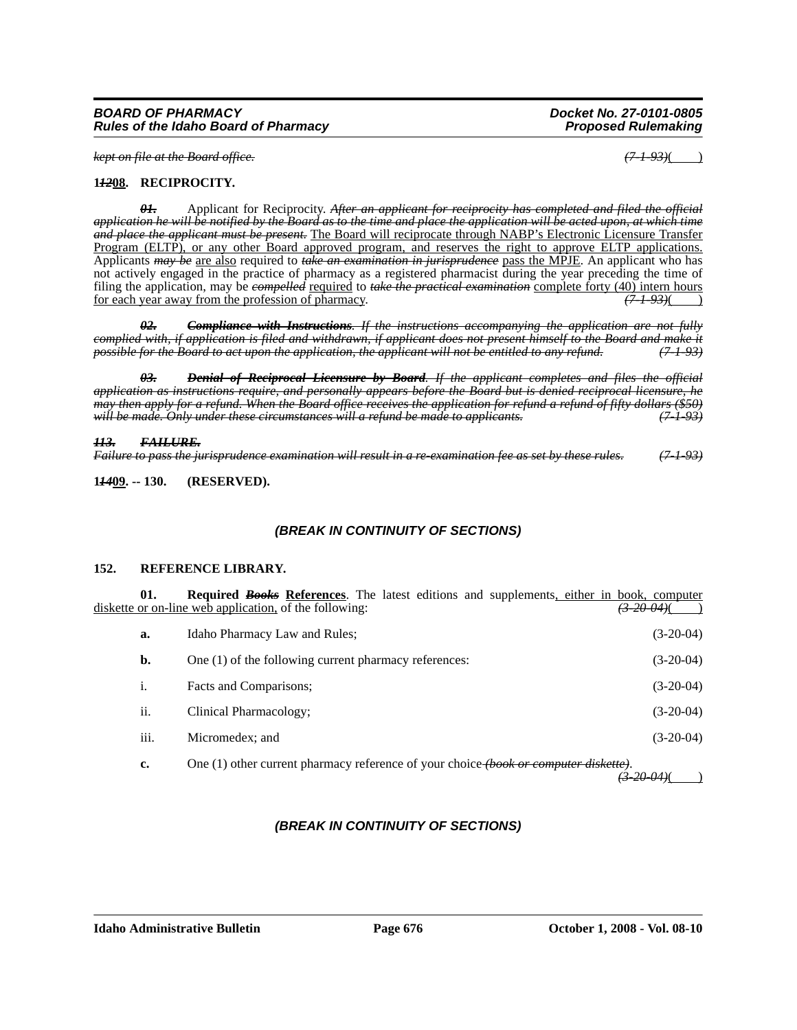*kept on file at the Board office.* ~~(7-1-93)~~( )

**1~~12~~08. RECIPROCITY.**

~~***01.***~~ Applicant for Reciprocity. ~~*After an applicant for reciprocity has completed and filed the official application he will be notified by the Board as to the time and place the application will be acted upon, at which time and place the applicant must be present.*~~ The Board will reciprocate through NABP's Electronic Licensure Transfer Program (ELTP), or any other Board approved program, and reserves the right to approve ELTP applications. Applicants ~~*may be*~~ are also required to ~~*take an examination in jurisprudence*~~ pass the MPJE. An applicant who has not actively engaged in the practice of pharmacy as a registered pharmacist during the year preceding the time of filing the application, may be ~~*compelled*~~ required to ~~*take the practical examination*~~ complete forty (40) intern hours for each year away from the profession of pharmacy. ~~(7-1-93)~~( )

~~***02. Compliance with Instructions****. If the instructions accompanying the application are not fully complied with, if application is filed and withdrawn, if applicant does not present himself to the Board and make it possible for the Board to act upon the application, the applicant will not be entitled to any refund. (7-1-93)*~~

~~***03. Denial of Reciprocal Licensure by Board****. If the applicant completes and files the official application as instructions require, and personally appears before the Board but is denied reciprocal licensure, he may then apply for a refund. When the Board office receives the application for refund a refund of fifty dollars ($50) will be made. Only under these circumstances will a refund be made to applicants. (7-1-93)*~~

~~***113. FAILURE.***~~

~~*Failure to pass the jurisprudence examination will result in a re-examination fee as set by these rules. (7-1-93)*~~

**1~~14~~09. -- 130. (RESERVED).**

***(BREAK IN CONTINUITY OF SECTIONS)***

**152. REFERENCE LIBRARY.**

**01. Required ~~Books~~ References**. The latest editions and supplements, either in book, computer diskette or on-line web application, of the following: ~~(3-20-04)~~( )

**a.** Idaho Pharmacy Law and Rules; (3-20-04)

**b.** One (1) of the following current pharmacy references: (3-20-04)

i. Facts and Comparisons; (3-20-04)

ii. Clinical Pharmacology; (3-20-04)

iii. Micromedex; and (3-20-04)

**c.** One (1) other current pharmacy reference of your choice ~~*(book or computer diskette)*~~. ~~(3-20-04)~~( )

***(BREAK IN CONTINUITY OF SECTIONS)***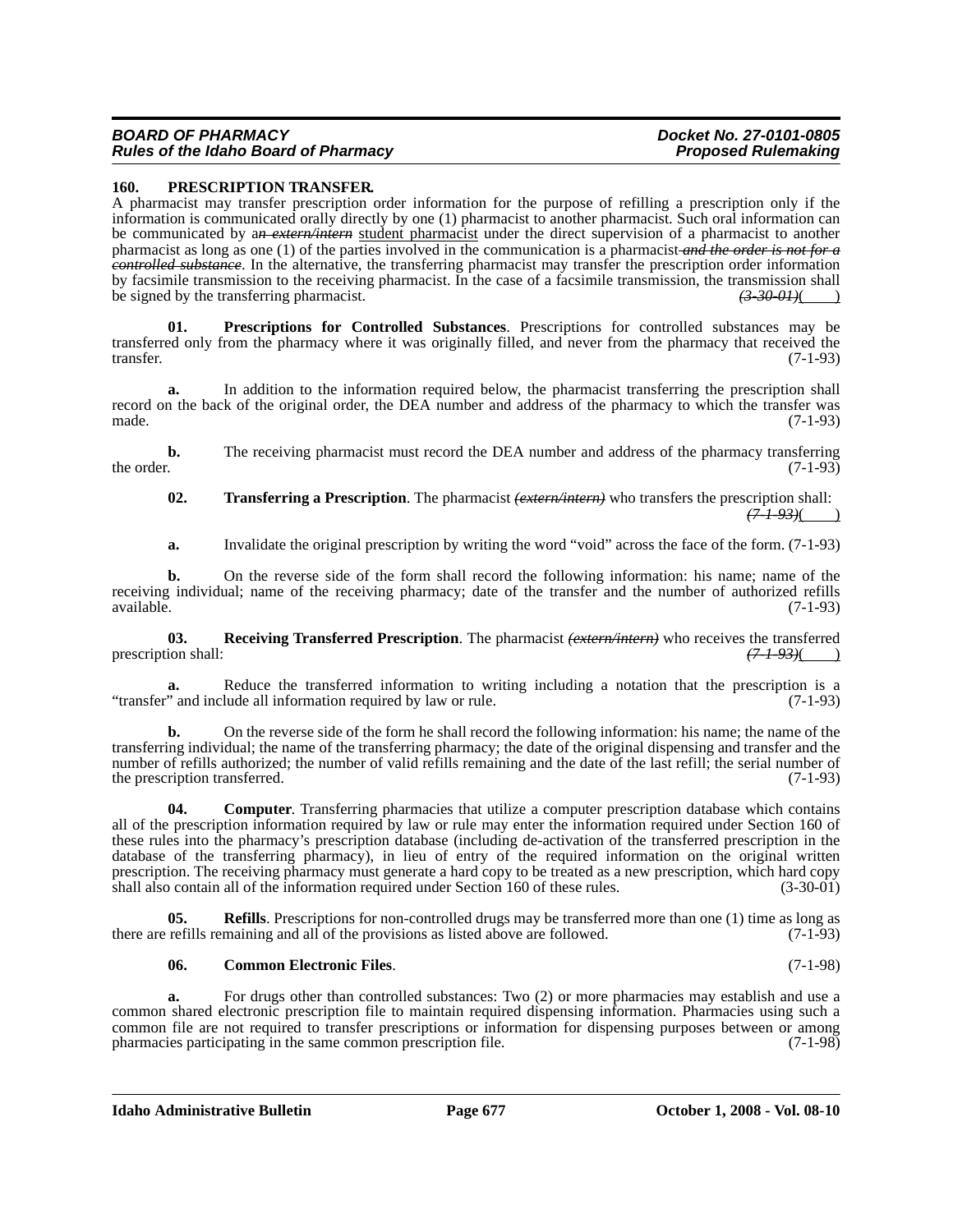## 160. PRESCRIPTION TRANSFER.

A pharmacist may transfer prescription order information for the purpose of refilling a prescription only if the information is communicated orally directly by one (1) pharmacist to another pharmacist. Such oral information can be communicated by a~~n extern/intern~~ student pharmacist under the direct supervision of a pharmacist to another pharmacist as long as one (1) of the parties involved in the communication is a pharmacist ~~and the order is not for a controlled substance~~. In the alternative, the transferring pharmacist may transfer the prescription order information by facsimile transmission to the receiving pharmacist. In the case of a facsimile transmission, the transmission shall be signed by the transferring pharmacist. ~~(3-30-01)~~( )

**01. Prescriptions for Controlled Substances**. Prescriptions for controlled substances may be transferred only from the pharmacy where it was originally filled, and never from the pharmacy that received the transfer. (7-1-93)

**a.** In addition to the information required below, the pharmacist transferring the prescription shall record on the back of the original order, the DEA number and address of the pharmacy to which the transfer was made. (7-1-93)

**b.** The receiving pharmacist must record the DEA number and address of the pharmacy transferring the order. (7-1-93)

**02. Transferring a Prescription**. The pharmacist ~~(extern/intern)~~ who transfers the prescription shall: ~~(7-1-93)~~( )

**a.** Invalidate the original prescription by writing the word "void" across the face of the form. (7-1-93)

**b.** On the reverse side of the form shall record the following information: his name; name of the receiving individual; name of the receiving pharmacy; date of the transfer and the number of authorized refills available. (7-1-93)

**03. Receiving Transferred Prescription**. The pharmacist ~~(extern/intern)~~ who receives the transferred prescription shall: ~~(7-1-93)~~( )

**a.** Reduce the transferred information to writing including a notation that the prescription is a "transfer" and include all information required by law or rule. (7-1-93)

**b.** On the reverse side of the form he shall record the following information: his name; the name of the transferring individual; the name of the transferring pharmacy; the date of the original dispensing and transfer and the number of refills authorized; the number of valid refills remaining and the date of the last refill; the serial number of the prescription transferred. (7-1-93)

**04. Computer**. Transferring pharmacies that utilize a computer prescription database which contains all of the prescription information required by law or rule may enter the information required under Section 160 of these rules into the pharmacy's prescription database (including de-activation of the transferred prescription in the database of the transferring pharmacy), in lieu of entry of the required information on the original written prescription. The receiving pharmacy must generate a hard copy to be treated as a new prescription, which hard copy shall also contain all of the information required under Section 160 of these rules. (3-30-01)

**05. Refills**. Prescriptions for non-controlled drugs may be transferred more than one (1) time as long as there are refills remaining and all of the provisions as listed above are followed. (7-1-93)

**06. Common Electronic Files**. (7-1-98)

**a.** For drugs other than controlled substances: Two (2) or more pharmacies may establish and use a common shared electronic prescription file to maintain required dispensing information. Pharmacies using such a common file are not required to transfer prescriptions or information for dispensing purposes between or among pharmacies participating in the same common prescription file. (7-1-98)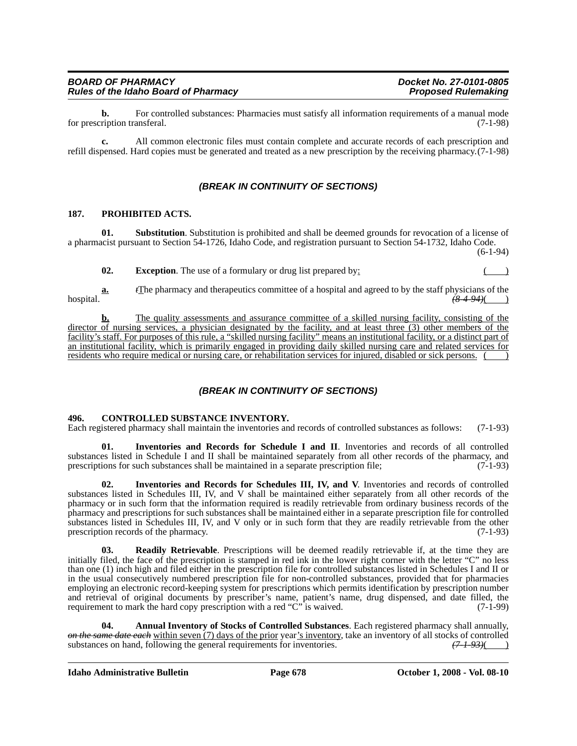**b.** For controlled substances: Pharmacies must satisfy all information requirements of a manual mode for prescription transferal. (7-1-98)

**c.** All common electronic files must contain complete and accurate records of each prescription and refill dispensed. Hard copies must be generated and treated as a new prescription by the receiving pharmacy. (7-1-98)

***(BREAK IN CONTINUITY OF SECTIONS)***

**187. PROHIBITED ACTS.**

**01. Substitution**. Substitution is prohibited and shall be deemed grounds for revocation of a license of a pharmacist pursuant to Section 54-1726, Idaho Code, and registration pursuant to Section 54-1732, Idaho Code. (6-1-94)

**02. Exception**. The use of a formulary or drug list prepared by: ( )

**a.** ~~t~~The pharmacy and therapeutics committee of a hospital and agreed to by the staff physicians of the hospital. ~~(8-4-94)~~( )

**b.** The quality assessments and assurance committee of a skilled nursing facility, consisting of the director of nursing services, a physician designated by the facility, and at least three (3) other members of the facility's staff. For purposes of this rule, a "skilled nursing facility" means an institutional facility, or a distinct part of an institutional facility, which is primarily engaged in providing daily skilled nursing care and related services for residents who require medical or nursing care, or rehabilitation services for injured, disabled or sick persons. ( )

***(BREAK IN CONTINUITY OF SECTIONS)***

**496. CONTROLLED SUBSTANCE INVENTORY.**

Each registered pharmacy shall maintain the inventories and records of controlled substances as follows: (7-1-93)

**01. Inventories and Records for Schedule I and II**. Inventories and records of all controlled substances listed in Schedule I and II shall be maintained separately from all other records of the pharmacy, and prescriptions for such substances shall be maintained in a separate prescription file; (7-1-93)

**02. Inventories and Records for Schedules III, IV, and V**. Inventories and records of controlled substances listed in Schedules III, IV, and V shall be maintained either separately from all other records of the pharmacy or in such form that the information required is readily retrievable from ordinary business records of the pharmacy and prescriptions for such substances shall be maintained either in a separate prescription file for controlled substances listed in Schedules III, IV, and V only or in such form that they are readily retrievable from the other prescription records of the pharmacy. (7-1-93)

**03. Readily Retrievable**. Prescriptions will be deemed readily retrievable if, at the time they are initially filed, the face of the prescription is stamped in red ink in the lower right corner with the letter "C" no less than one (1) inch high and filed either in the prescription file for controlled substances listed in Schedules I and II or in the usual consecutively numbered prescription file for non-controlled substances, provided that for pharmacies employing an electronic record-keeping system for prescriptions which permits identification by prescription number and retrieval of original documents by prescriber's name, patient's name, drug dispensed, and date filled, the requirement to mark the hard copy prescription with a red "C" is waived. (7-1-99)

**04. Annual Inventory of Stocks of Controlled Substances**. Each registered pharmacy shall annually, ~~on the same date each~~ within seven (7) days of the prior year's inventory, take an inventory of all stocks of controlled substances on hand, following the general requirements for inventories. ~~(7-1-93)~~( )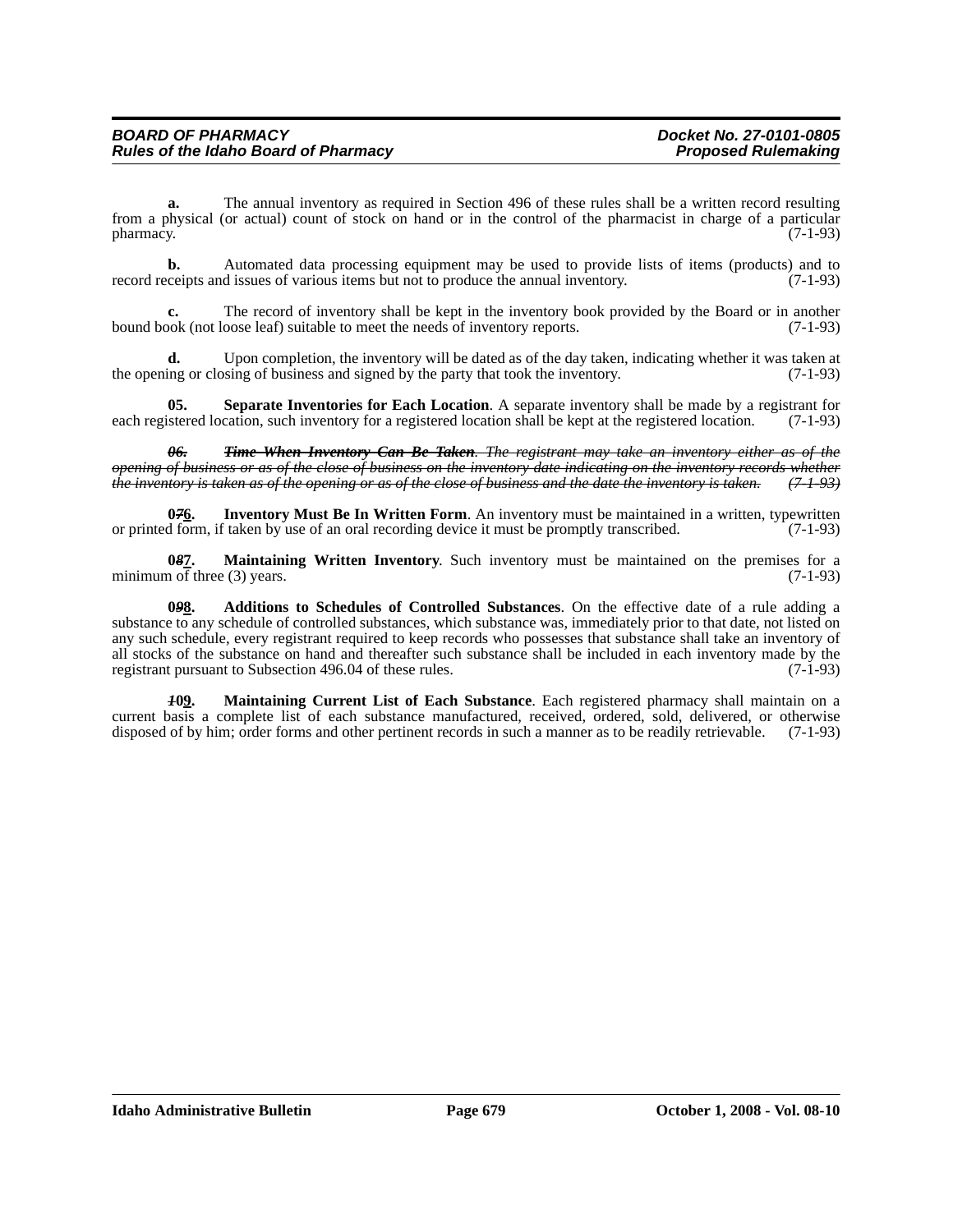**a.** The annual inventory as required in Section 496 of these rules shall be a written record resulting from a physical (or actual) count of stock on hand or in the control of the pharmacist in charge of a particular pharmacy. (7-1-93)

**b.** Automated data processing equipment may be used to provide lists of items (products) and to record receipts and issues of various items but not to produce the annual inventory. (7-1-93)

**c.** The record of inventory shall be kept in the inventory book provided by the Board or in another bound book (not loose leaf) suitable to meet the needs of inventory reports. (7-1-93)

**d.** Upon completion, the inventory will be dated as of the day taken, indicating whether it was taken at the opening or closing of business and signed by the party that took the inventory. (7-1-93)

**05. Separate Inventories for Each Location**. A separate inventory shall be made by a registrant for each registered location, such inventory for a registered location shall be kept at the registered location. (7-1-93)

~~*06. Time When Inventory Can Be Taken. The registrant may take an inventory either as of the opening of business or as of the close of business on the inventory date indicating on the inventory records whether the inventory is taken as of the opening or as of the close of business and the date the inventory is taken. (7-1-93)*~~

**0~~*7*~~6. Inventory Must Be In Written Form**. An inventory must be maintained in a written, typewritten or printed form, if taken by use of an oral recording device it must be promptly transcribed. (7-1-93)

**0~~*8*~~7. Maintaining Written Inventory**. Such inventory must be maintained on the premises for a minimum of three (3) years. (7-1-93)

**0~~*9*~~8. Additions to Schedules of Controlled Substances**. On the effective date of a rule adding a substance to any schedule of controlled substances, which substance was, immediately prior to that date, not listed on any such schedule, every registrant required to keep records who possesses that substance shall take an inventory of all stocks of the substance on hand and thereafter such substance shall be included in each inventory made by the registrant pursuant to Subsection 496.04 of these rules. (7-1-93)

**~~*1*~~09. Maintaining Current List of Each Substance**. Each registered pharmacy shall maintain on a current basis a complete list of each substance manufactured, received, ordered, sold, delivered, or otherwise disposed of by him; order forms and other pertinent records in such a manner as to be readily retrievable. (7-1-93)